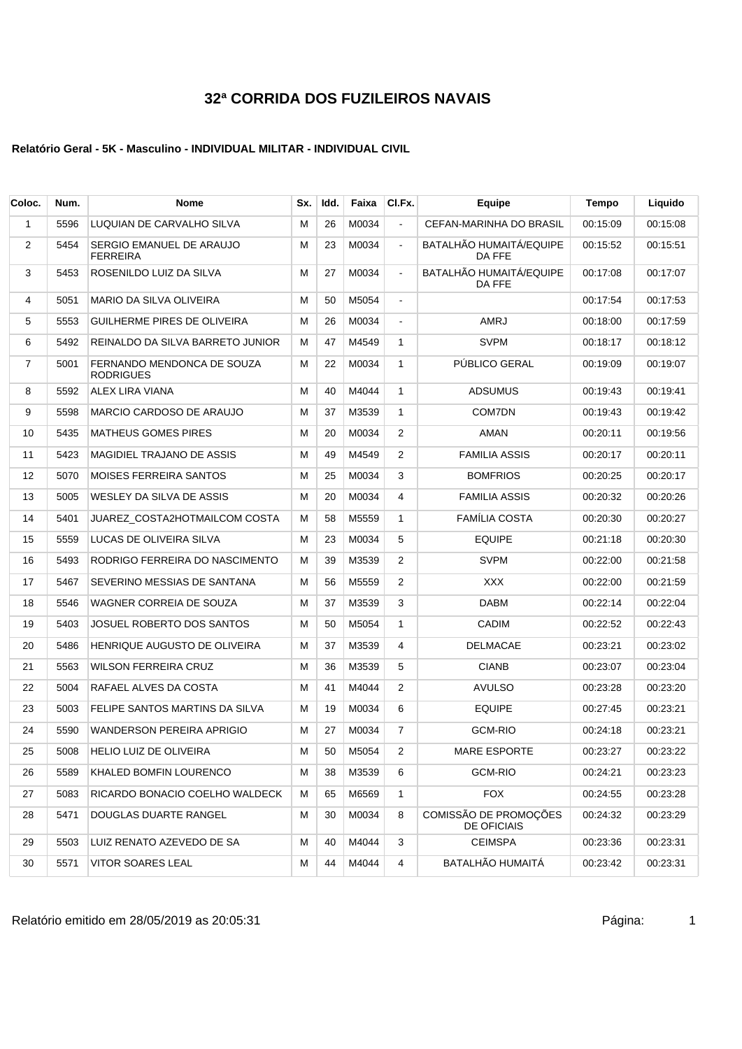# 32ª CORRIDA DOS FUZILEIROS NAVAIS

**Relatório Geral - 5K - Masculino - INDIVIDUAL MILITAR - INDIVIDUAL CIVIL**

| Coloc. | Num. | Nome | Sx. | Idd. | Faixa | Cl.Fx. | Equipe | Tempo | Liquido |
|---|---|---|---|---|---|---|---|---|---|
| 1 | 5596 | LUQUIAN DE CARVALHO SILVA | M | 26 | M0034 | - | CEFAN-MARINHA DO BRASIL | 00:15:09 | 00:15:08 |
| 2 | 5454 | SERGIO EMANUEL DE ARAUJO FERREIRA | M | 23 | M0034 | - | BATALHÃO HUMAITÁ/EQUIPE DA FFE | 00:15:52 | 00:15:51 |
| 3 | 5453 | ROSENILDO LUIZ DA SILVA | M | 27 | M0034 | - | BATALHÃO HUMAITÁ/EQUIPE DA FFE | 00:17:08 | 00:17:07 |
| 4 | 5051 | MARIO DA SILVA OLIVEIRA | M | 50 | M5054 | - | | 00:17:54 | 00:17:53 |
| 5 | 5553 | GUILHERME PIRES DE OLIVEIRA | M | 26 | M0034 | - | AMRJ | 00:18:00 | 00:17:59 |
| 6 | 5492 | REINALDO DA SILVA BARRETO JUNIOR | M | 47 | M4549 | 1 | SVPM | 00:18:17 | 00:18:12 |
| 7 | 5001 | FERNANDO MENDONCA DE SOUZA RODRIGUES | M | 22 | M0034 | 1 | PÚBLICO GERAL | 00:19:09 | 00:19:07 |
| 8 | 5592 | ALEX LIRA VIANA | M | 40 | M4044 | 1 | ADSUMUS | 00:19:43 | 00:19:41 |
| 9 | 5598 | MARCIO CARDOSO DE ARAUJO | M | 37 | M3539 | 1 | COM7DN | 00:19:43 | 00:19:42 |
| 10 | 5435 | MATHEUS GOMES PIRES | M | 20 | M0034 | 2 | AMAN | 00:20:11 | 00:19:56 |
| 11 | 5423 | MAGIDIEL TRAJANO DE ASSIS | M | 49 | M4549 | 2 | FAMILIA ASSIS | 00:20:17 | 00:20:11 |
| 12 | 5070 | MOISES FERREIRA SANTOS | M | 25 | M0034 | 3 | BOMFRIOS | 00:20:25 | 00:20:17 |
| 13 | 5005 | WESLEY DA SILVA DE ASSIS | M | 20 | M0034 | 4 | FAMILIA ASSIS | 00:20:32 | 00:20:26 |
| 14 | 5401 | JUAREZ_COSTA2HOTMAILCOM COSTA | M | 58 | M5559 | 1 | FAMÍLIA COSTA | 00:20:30 | 00:20:27 |
| 15 | 5559 | LUCAS DE OLIVEIRA SILVA | M | 23 | M0034 | 5 | EQUIPE | 00:21:18 | 00:20:30 |
| 16 | 5493 | RODRIGO FERREIRA DO NASCIMENTO | M | 39 | M3539 | 2 | SVPM | 00:22:00 | 00:21:58 |
| 17 | 5467 | SEVERINO MESSIAS DE SANTANA | M | 56 | M5559 | 2 | XXX | 00:22:00 | 00:21:59 |
| 18 | 5546 | WAGNER CORREIA DE SOUZA | M | 37 | M3539 | 3 | DABM | 00:22:14 | 00:22:04 |
| 19 | 5403 | JOSUEL ROBERTO DOS SANTOS | M | 50 | M5054 | 1 | CADIM | 00:22:52 | 00:22:43 |
| 20 | 5486 | HENRIQUE AUGUSTO DE OLIVEIRA | M | 37 | M3539 | 4 | DELMACAE | 00:23:21 | 00:23:02 |
| 21 | 5563 | WILSON FERREIRA CRUZ | M | 36 | M3539 | 5 | CIANB | 00:23:07 | 00:23:04 |
| 22 | 5004 | RAFAEL ALVES DA COSTA | M | 41 | M4044 | 2 | AVULSO | 00:23:28 | 00:23:20 |
| 23 | 5003 | FELIPE SANTOS MARTINS DA SILVA | M | 19 | M0034 | 6 | EQUIPE | 00:27:45 | 00:23:21 |
| 24 | 5590 | WANDERSON PEREIRA APRIGIO | M | 27 | M0034 | 7 | GCM-RIO | 00:24:18 | 00:23:21 |
| 25 | 5008 | HELIO LUIZ DE OLIVEIRA | M | 50 | M5054 | 2 | MARE ESPORTE | 00:23:27 | 00:23:22 |
| 26 | 5589 | KHALED BOMFIN LOURENCO | M | 38 | M3539 | 6 | GCM-RIO | 00:24:21 | 00:23:23 |
| 27 | 5083 | RICARDO BONACIO COELHO WALDECK | M | 65 | M6569 | 1 | FOX | 00:24:55 | 00:23:28 |
| 28 | 5471 | DOUGLAS DUARTE RANGEL | M | 30 | M0034 | 8 | COMISSÃO DE PROMOÇÕES DE OFICIAIS | 00:24:32 | 00:23:29 |
| 29 | 5503 | LUIZ RENATO AZEVEDO DE SA | M | 40 | M4044 | 3 | CEIMSPA | 00:23:36 | 00:23:31 |
| 30 | 5571 | VITOR SOARES LEAL | M | 44 | M4044 | 4 | BATALHÃO HUMAITÁ | 00:23:42 | 00:23:31 |

Relatório emitido em 28/05/2019 as 20:05:31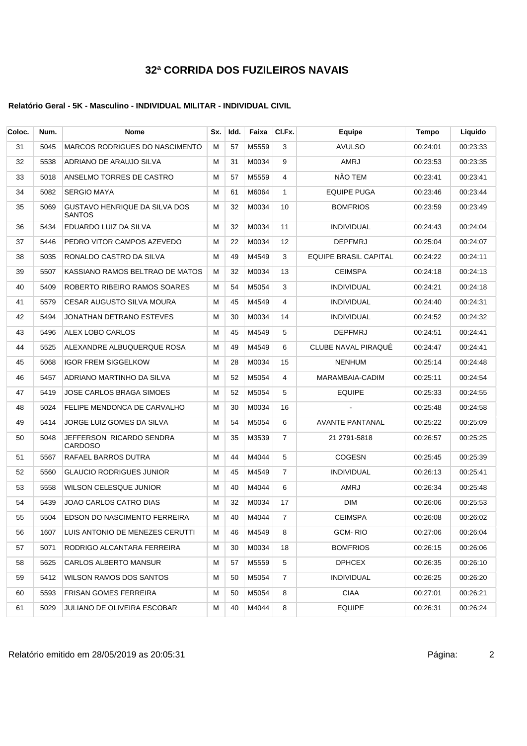# 32ª CORRIDA DOS FUZILEIROS NAVAIS

**Relatório Geral - 5K - Masculino - INDIVIDUAL MILITAR - INDIVIDUAL CIVIL**

| Coloc. | Num. | Nome | Sx. | Idd. | Faixa | Cl.Fx. | Equipe | Tempo | Liquido |
|---|---|---|---|---|---|---|---|---|---|
| 31 | 5045 | MARCOS RODRIGUES DO NASCIMENTO | M | 57 | M5559 | 3 | AVULSO | 00:24:01 | 00:23:33 |
| 32 | 5538 | ADRIANO DE ARAUJO SILVA | M | 31 | M0034 | 9 | AMRJ | 00:23:53 | 00:23:35 |
| 33 | 5018 | ANSELMO TORRES DE CASTRO | M | 57 | M5559 | 4 | NÃO TEM | 00:23:41 | 00:23:41 |
| 34 | 5082 | SERGIO MAYA | M | 61 | M6064 | 1 | EQUIPE PUGA | 00:23:46 | 00:23:44 |
| 35 | 5069 | GUSTAVO HENRIQUE DA SILVA DOS SANTOS | M | 32 | M0034 | 10 | BOMFRIOS | 00:23:59 | 00:23:49 |
| 36 | 5434 | EDUARDO LUIZ DA SILVA | M | 32 | M0034 | 11 | INDIVIDUAL | 00:24:43 | 00:24:04 |
| 37 | 5446 | PEDRO VITOR CAMPOS AZEVEDO | M | 22 | M0034 | 12 | DEPFMRJ | 00:25:04 | 00:24:07 |
| 38 | 5035 | RONALDO CASTRO DA SILVA | M | 49 | M4549 | 3 | EQUIPE BRASIL CAPITAL | 00:24:22 | 00:24:11 |
| 39 | 5507 | KASSIANO RAMOS BELTRAO DE MATOS | M | 32 | M0034 | 13 | CEIMSPA | 00:24:18 | 00:24:13 |
| 40 | 5409 | ROBERTO RIBEIRO RAMOS SOARES | M | 54 | M5054 | 3 | INDIVIDUAL | 00:24:21 | 00:24:18 |
| 41 | 5579 | CESAR AUGUSTO SILVA MOURA | M | 45 | M4549 | 4 | INDIVIDUAL | 00:24:40 | 00:24:31 |
| 42 | 5494 | JONATHAN DETRANO ESTEVES | M | 30 | M0034 | 14 | INDIVIDUAL | 00:24:52 | 00:24:32 |
| 43 | 5496 | ALEX LOBO CARLOS | M | 45 | M4549 | 5 | DEPFMRJ | 00:24:51 | 00:24:41 |
| 44 | 5525 | ALEXANDRE ALBUQUERQUE ROSA | M | 49 | M4549 | 6 | CLUBE NAVAL PIRAQUÊ | 00:24:47 | 00:24:41 |
| 45 | 5068 | IGOR FREM SIGGELKOW | M | 28 | M0034 | 15 | NENHUM | 00:25:14 | 00:24:48 |
| 46 | 5457 | ADRIANO MARTINHO DA SILVA | M | 52 | M5054 | 4 | MARAMBAIA-CADIM | 00:25:11 | 00:24:54 |
| 47 | 5419 | JOSE CARLOS BRAGA SIMOES | M | 52 | M5054 | 5 | EQUIPE | 00:25:33 | 00:24:55 |
| 48 | 5024 | FELIPE MENDONCA DE CARVALHO | M | 30 | M0034 | 16 | - | 00:25:48 | 00:24:58 |
| 49 | 5414 | JORGE LUIZ GOMES DA SILVA | M | 54 | M5054 | 6 | AVANTE PANTANAL | 00:25:22 | 00:25:09 |
| 50 | 5048 | JEFFERSON RICARDO SENDRA CARDOSO | M | 35 | M3539 | 7 | 21 2791-5818 | 00:26:57 | 00:25:25 |
| 51 | 5567 | RAFAEL BARROS DUTRA | M | 44 | M4044 | 5 | COGESN | 00:25:45 | 00:25:39 |
| 52 | 5560 | GLAUCIO RODRIGUES JUNIOR | M | 45 | M4549 | 7 | INDIVIDUAL | 00:26:13 | 00:25:41 |
| 53 | 5558 | WILSON CELESQUE JUNIOR | M | 40 | M4044 | 6 | AMRJ | 00:26:34 | 00:25:48 |
| 54 | 5439 | JOAO CARLOS CATRO DIAS | M | 32 | M0034 | 17 | DIM | 00:26:06 | 00:25:53 |
| 55 | 5504 | EDSON DO NASCIMENTO FERREIRA | M | 40 | M4044 | 7 | CEIMSPA | 00:26:08 | 00:26:02 |
| 56 | 1607 | LUIS ANTONIO DE MENEZES CERUTTI | M | 46 | M4549 | 8 | GCM- RIO | 00:27:06 | 00:26:04 |
| 57 | 5071 | RODRIGO ALCANTARA FERREIRA | M | 30 | M0034 | 18 | BOMFRIOS | 00:26:15 | 00:26:06 |
| 58 | 5625 | CARLOS ALBERTO MANSUR | M | 57 | M5559 | 5 | DPHCEX | 00:26:35 | 00:26:10 |
| 59 | 5412 | WILSON RAMOS DOS SANTOS | M | 50 | M5054 | 7 | INDIVIDUAL | 00:26:25 | 00:26:20 |
| 60 | 5593 | FRISAN GOMES FERREIRA | M | 50 | M5054 | 8 | CIAA | 00:27:01 | 00:26:21 |
| 61 | 5029 | JULIANO DE OLIVEIRA ESCOBAR | M | 40 | M4044 | 8 | EQUIPE | 00:26:31 | 00:26:24 |

Relatório emitido em 28/05/2019 as 20:05:31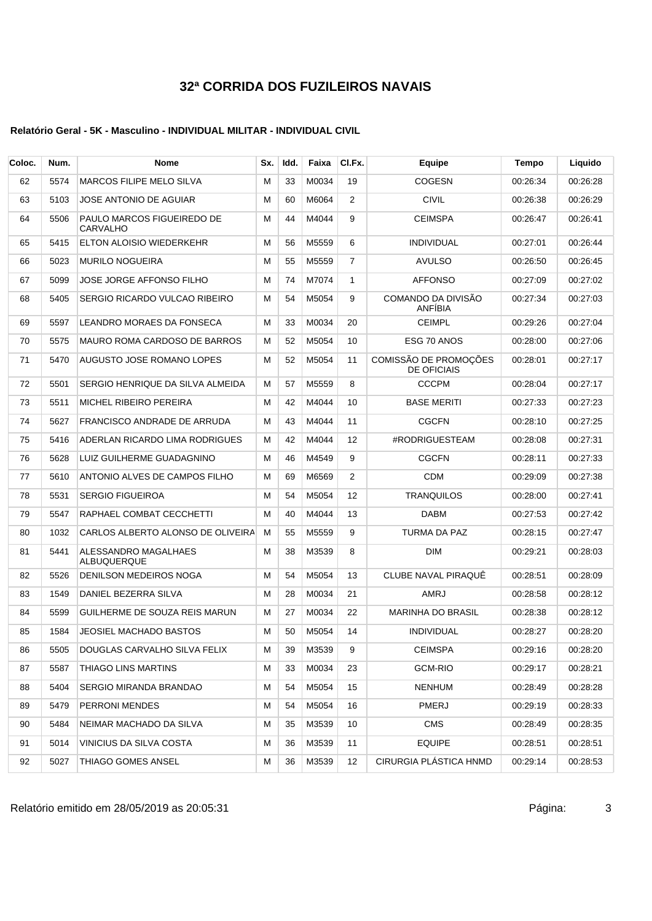# 32ª CORRIDA DOS FUZILEIROS NAVAIS

### Relatório Geral - 5K - Masculino - INDIVIDUAL MILITAR - INDIVIDUAL CIVIL

| Coloc. | Num. | Nome | Sx. | Idd. | Faixa | Cl.Fx. | Equipe | Tempo | Liquido |
|---|---|---|---|---|---|---|---|---|---|
| 62 | 5574 | MARCOS FILIPE MELO SILVA | M | 33 | M0034 | 19 | COGESN | 00:26:34 | 00:26:28 |
| 63 | 5103 | JOSE ANTONIO DE AGUIAR | M | 60 | M6064 | 2 | CIVIL | 00:26:38 | 00:26:29 |
| 64 | 5506 | PAULO MARCOS FIGUEIREDO DE CARVALHO | M | 44 | M4044 | 9 | CEIMSPA | 00:26:47 | 00:26:41 |
| 65 | 5415 | ELTON ALOISIO WIEDERKEHR | M | 56 | M5559 | 6 | INDIVIDUAL | 00:27:01 | 00:26:44 |
| 66 | 5023 | MURILO NOGUEIRA | M | 55 | M5559 | 7 | AVULSO | 00:26:50 | 00:26:45 |
| 67 | 5099 | JOSE JORGE AFFONSO FILHO | M | 74 | M7074 | 1 | AFFONSO | 00:27:09 | 00:27:02 |
| 68 | 5405 | SERGIO RICARDO VULCAO RIBEIRO | M | 54 | M5054 | 9 | COMANDO DA DIVISÃO ANFÍBIA | 00:27:34 | 00:27:03 |
| 69 | 5597 | LEANDRO MORAES DA FONSECA | M | 33 | M0034 | 20 | CEIMPL | 00:29:26 | 00:27:04 |
| 70 | 5575 | MAURO ROMA CARDOSO DE BARROS | M | 52 | M5054 | 10 | ESG 70 ANOS | 00:28:00 | 00:27:06 |
| 71 | 5470 | AUGUSTO JOSE ROMANO LOPES | M | 52 | M5054 | 11 | COMISSÃO DE PROMOÇÕES DE OFICIAIS | 00:28:01 | 00:27:17 |
| 72 | 5501 | SERGIO HENRIQUE DA SILVA ALMEIDA | M | 57 | M5559 | 8 | CCCPM | 00:28:04 | 00:27:17 |
| 73 | 5511 | MICHEL RIBEIRO PEREIRA | M | 42 | M4044 | 10 | BASE MERITI | 00:27:33 | 00:27:23 |
| 74 | 5627 | FRANCISCO ANDRADE DE ARRUDA | M | 43 | M4044 | 11 | CGCFN | 00:28:10 | 00:27:25 |
| 75 | 5416 | ADERLAN RICARDO LIMA RODRIGUES | M | 42 | M4044 | 12 | #RODRIGUESTEAM | 00:28:08 | 00:27:31 |
| 76 | 5628 | LUIZ GUILHERME GUADAGNINO | M | 46 | M4549 | 9 | CGCFN | 00:28:11 | 00:27:33 |
| 77 | 5610 | ANTONIO ALVES DE CAMPOS FILHO | M | 69 | M6569 | 2 | CDM | 00:29:09 | 00:27:38 |
| 78 | 5531 | SERGIO FIGUEIROA | M | 54 | M5054 | 12 | TRANQUILOS | 00:28:00 | 00:27:41 |
| 79 | 5547 | RAPHAEL COMBAT CECCHETTI | M | 40 | M4044 | 13 | DABM | 00:27:53 | 00:27:42 |
| 80 | 1032 | CARLOS ALBERTO ALONSO DE OLIVEIRA | M | 55 | M5559 | 9 | TURMA DA PAZ | 00:28:15 | 00:27:47 |
| 81 | 5441 | ALESSANDRO MAGALHAES ALBUQUERQUE | M | 38 | M3539 | 8 | DIM | 00:29:21 | 00:28:03 |
| 82 | 5526 | DENILSON MEDEIROS NOGA | M | 54 | M5054 | 13 | CLUBE NAVAL PIRAQUÊ | 00:28:51 | 00:28:09 |
| 83 | 1549 | DANIEL BEZERRA SILVA | M | 28 | M0034 | 21 | AMRJ | 00:28:58 | 00:28:12 |
| 84 | 5599 | GUILHERME DE SOUZA REIS MARUN | M | 27 | M0034 | 22 | MARINHA DO BRASIL | 00:28:38 | 00:28:12 |
| 85 | 1584 | JEOSIEL MACHADO BASTOS | M | 50 | M5054 | 14 | INDIVIDUAL | 00:28:27 | 00:28:20 |
| 86 | 5505 | DOUGLAS CARVALHO SILVA FELIX | M | 39 | M3539 | 9 | CEIMSPA | 00:29:16 | 00:28:20 |
| 87 | 5587 | THIAGO LINS MARTINS | M | 33 | M0034 | 23 | GCM-RIO | 00:29:17 | 00:28:21 |
| 88 | 5404 | SERGIO MIRANDA BRANDAO | M | 54 | M5054 | 15 | NENHUM | 00:28:49 | 00:28:28 |
| 89 | 5479 | PERRONI MENDES | M | 54 | M5054 | 16 | PMERJ | 00:29:19 | 00:28:33 |
| 90 | 5484 | NEIMAR MACHADO DA SILVA | M | 35 | M3539 | 10 | CMS | 00:28:49 | 00:28:35 |
| 91 | 5014 | VINICIUS DA SILVA COSTA | M | 36 | M3539 | 11 | EQUIPE | 00:28:51 | 00:28:51 |
| 92 | 5027 | THIAGO GOMES ANSEL | M | 36 | M3539 | 12 | CIRURGIA PLÁSTICA HNMD | 00:29:14 | 00:28:53 |

Relatório emitido em 28/05/2019 as 20:05:31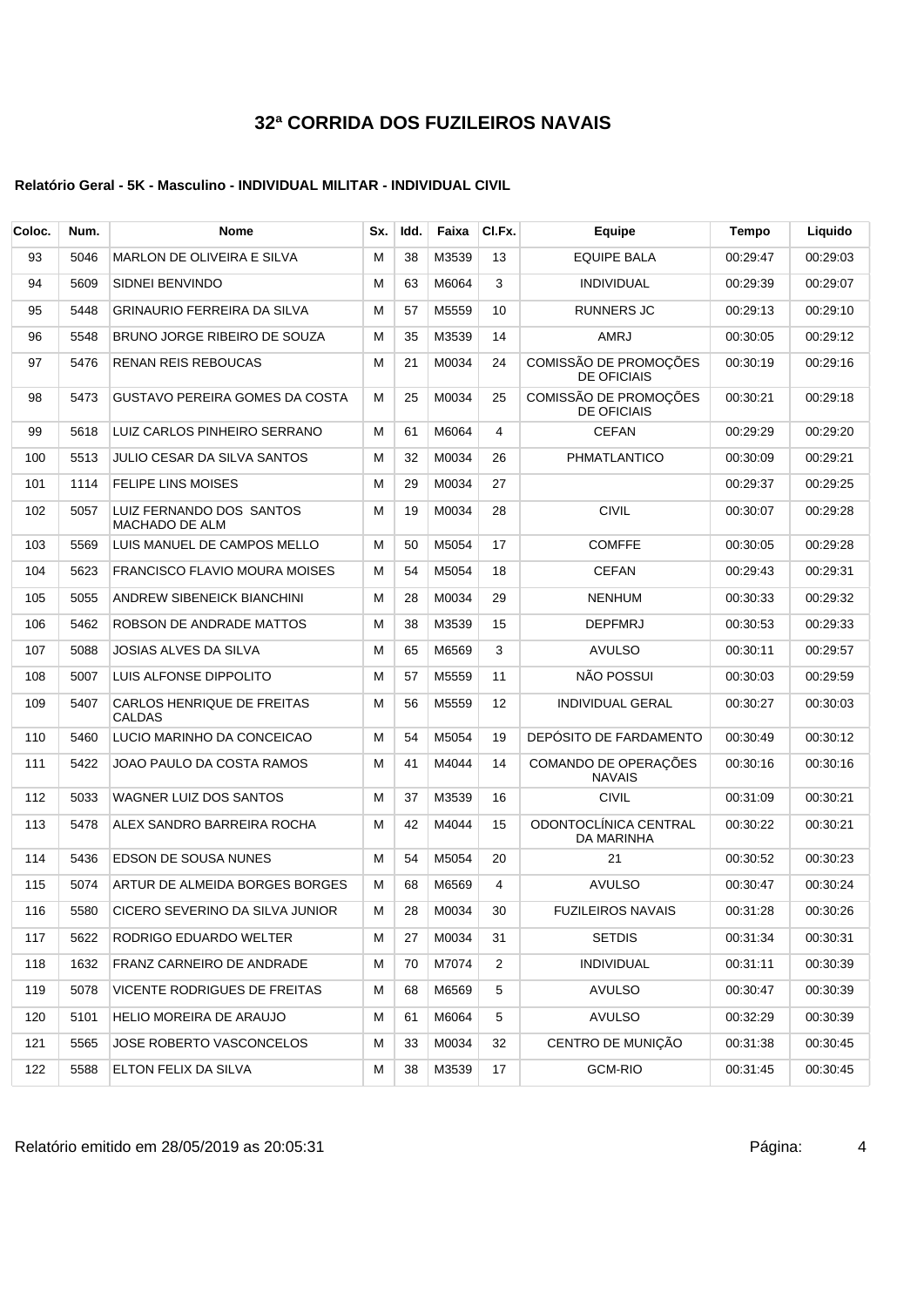# 32ª CORRIDA DOS FUZILEIROS NAVAIS

#### Relatório Geral - 5K - Masculino - INDIVIDUAL MILITAR - INDIVIDUAL CIVIL

| Coloc. | Num. | Nome | Sx. | Idd. | Faixa | Cl.Fx. | Equipe | Tempo | Liquido |
|---|---|---|---|---|---|---|---|---|---|
| 93 | 5046 | MARLON DE OLIVEIRA E SILVA | M | 38 | M3539 | 13 | EQUIPE BALA | 00:29:47 | 00:29:03 |
| 94 | 5609 | SIDNEI BENVINDO | M | 63 | M6064 | 3 | INDIVIDUAL | 00:29:39 | 00:29:07 |
| 95 | 5448 | GRINAURIO FERREIRA DA SILVA | M | 57 | M5559 | 10 | RUNNERS JC | 00:29:13 | 00:29:10 |
| 96 | 5548 | BRUNO JORGE RIBEIRO DE SOUZA | M | 35 | M3539 | 14 | AMRJ | 00:30:05 | 00:29:12 |
| 97 | 5476 | RENAN REIS REBOUCAS | M | 21 | M0034 | 24 | COMISSÃO DE PROMOÇÕES DE OFICIAIS | 00:30:19 | 00:29:16 |
| 98 | 5473 | GUSTAVO PEREIRA GOMES DA COSTA | M | 25 | M0034 | 25 | COMISSÃO DE PROMOÇÕES DE OFICIAIS | 00:30:21 | 00:29:18 |
| 99 | 5618 | LUIZ CARLOS PINHEIRO SERRANO | M | 61 | M6064 | 4 | CEFAN | 00:29:29 | 00:29:20 |
| 100 | 5513 | JULIO CESAR DA SILVA SANTOS | M | 32 | M0034 | 26 | PHMATLANTICO | 00:30:09 | 00:29:21 |
| 101 | 1114 | FELIPE LINS MOISES | M | 29 | M0034 | 27 | | 00:29:37 | 00:29:25 |
| 102 | 5057 | LUIZ FERNANDO DOS SANTOS MACHADO DE ALM | M | 19 | M0034 | 28 | CIVIL | 00:30:07 | 00:29:28 |
| 103 | 5569 | LUIS MANUEL DE CAMPOS MELLO | M | 50 | M5054 | 17 | COMFFE | 00:30:05 | 00:29:28 |
| 104 | 5623 | FRANCISCO FLAVIO MOURA MOISES | M | 54 | M5054 | 18 | CEFAN | 00:29:43 | 00:29:31 |
| 105 | 5055 | ANDREW SIBENEICK BIANCHINI | M | 28 | M0034 | 29 | NENHUM | 00:30:33 | 00:29:32 |
| 106 | 5462 | ROBSON DE ANDRADE MATTOS | M | 38 | M3539 | 15 | DEPFMRJ | 00:30:53 | 00:29:33 |
| 107 | 5088 | JOSIAS ALVES DA SILVA | M | 65 | M6569 | 3 | AVULSO | 00:30:11 | 00:29:57 |
| 108 | 5007 | LUIS ALFONSE DIPPOLITO | M | 57 | M5559 | 11 | NÃO POSSUI | 00:30:03 | 00:29:59 |
| 109 | 5407 | CARLOS HENRIQUE DE FREITAS CALDAS | M | 56 | M5559 | 12 | INDIVIDUAL GERAL | 00:30:27 | 00:30:03 |
| 110 | 5460 | LUCIO MARINHO DA CONCEICAO | M | 54 | M5054 | 19 | DEPÓSITO DE FARDAMENTO | 00:30:49 | 00:30:12 |
| 111 | 5422 | JOAO PAULO DA COSTA RAMOS | M | 41 | M4044 | 14 | COMANDO DE OPERAÇÕES NAVAIS | 00:30:16 | 00:30:16 |
| 112 | 5033 | WAGNER LUIZ DOS SANTOS | M | 37 | M3539 | 16 | CIVIL | 00:31:09 | 00:30:21 |
| 113 | 5478 | ALEX SANDRO BARREIRA ROCHA | M | 42 | M4044 | 15 | ODONTOCLÍNICA CENTRAL DA MARINHA | 00:30:22 | 00:30:21 |
| 114 | 5436 | EDSON DE SOUSA NUNES | M | 54 | M5054 | 20 | 21 | 00:30:52 | 00:30:23 |
| 115 | 5074 | ARTUR DE ALMEIDA BORGES BORGES | M | 68 | M6569 | 4 | AVULSO | 00:30:47 | 00:30:24 |
| 116 | 5580 | CICERO SEVERINO DA SILVA JUNIOR | M | 28 | M0034 | 30 | FUZILEIROS NAVAIS | 00:31:28 | 00:30:26 |
| 117 | 5622 | RODRIGO EDUARDO WELTER | M | 27 | M0034 | 31 | SETDIS | 00:31:34 | 00:30:31 |
| 118 | 1632 | FRANZ CARNEIRO DE ANDRADE | M | 70 | M7074 | 2 | INDIVIDUAL | 00:31:11 | 00:30:39 |
| 119 | 5078 | VICENTE RODRIGUES DE FREITAS | M | 68 | M6569 | 5 | AVULSO | 00:30:47 | 00:30:39 |
| 120 | 5101 | HELIO MOREIRA DE ARAUJO | M | 61 | M6064 | 5 | AVULSO | 00:32:29 | 00:30:39 |
| 121 | 5565 | JOSE ROBERTO VASCONCELOS | M | 33 | M0034 | 32 | CENTRO DE MUNIÇÃO | 00:31:38 | 00:30:45 |
| 122 | 5588 | ELTON FELIX DA SILVA | M | 38 | M3539 | 17 | GCM-RIO | 00:31:45 | 00:30:45 |

Relatório emitido em 28/05/2019 as 20:05:31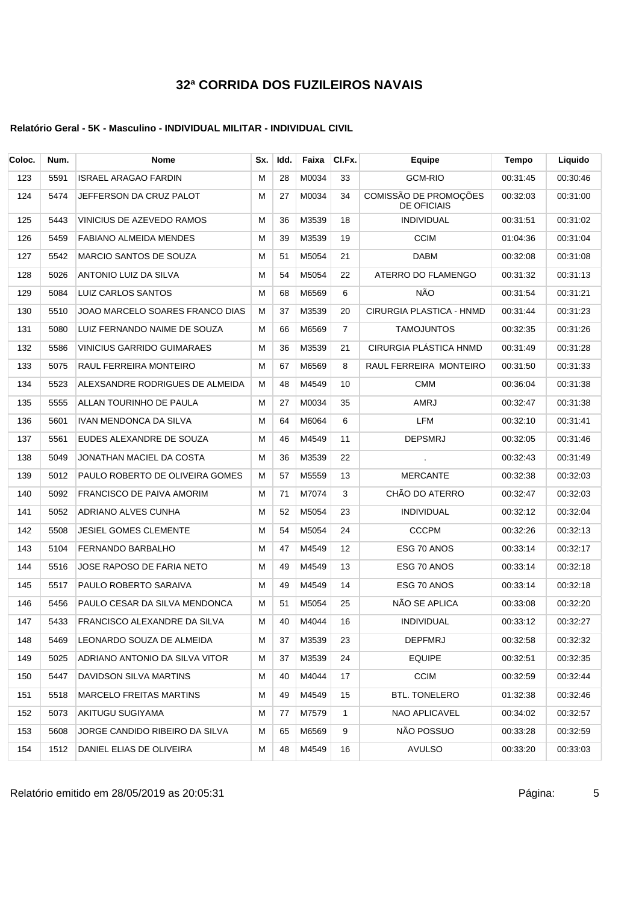# 32ª CORRIDA DOS FUZILEIROS NAVAIS

**Relatório Geral - 5K - Masculino - INDIVIDUAL MILITAR - INDIVIDUAL CIVIL**

| Coloc. | Num. | Nome | Sx. | Idd. | Faixa | Cl.Fx. | Equipe | Tempo | Liquido |
|---|---|---|---|---|---|---|---|---|---|
| 123 | 5591 | ISRAEL ARAGAO FARDIN | M | 28 | M0034 | 33 | GCM-RIO | 00:31:45 | 00:30:46 |
| 124 | 5474 | JEFFERSON DA CRUZ PALOT | M | 27 | M0034 | 34 | COMISSÃO DE PROMOÇÕES DE OFICIAIS | 00:32:03 | 00:31:00 |
| 125 | 5443 | VINICIUS DE AZEVEDO RAMOS | M | 36 | M3539 | 18 | INDIVIDUAL | 00:31:51 | 00:31:02 |
| 126 | 5459 | FABIANO ALMEIDA MENDES | M | 39 | M3539 | 19 | CCIM | 01:04:36 | 00:31:04 |
| 127 | 5542 | MARCIO SANTOS DE SOUZA | M | 51 | M5054 | 21 | DABM | 00:32:08 | 00:31:08 |
| 128 | 5026 | ANTONIO LUIZ DA SILVA | M | 54 | M5054 | 22 | ATERRO DO FLAMENGO | 00:31:32 | 00:31:13 |
| 129 | 5084 | LUIZ CARLOS SANTOS | M | 68 | M6569 | 6 | NÃO | 00:31:54 | 00:31:21 |
| 130 | 5510 | JOAO MARCELO SOARES FRANCO DIAS | M | 37 | M3539 | 20 | CIRURGIA PLASTICA - HNMD | 00:31:44 | 00:31:23 |
| 131 | 5080 | LUIZ FERNANDO NAIME DE SOUZA | M | 66 | M6569 | 7 | TAMOJUNTOS | 00:32:35 | 00:31:26 |
| 132 | 5586 | VINICIUS GARRIDO GUIMARAES | M | 36 | M3539 | 21 | CIRURGIA PLÁSTICA HNMD | 00:31:49 | 00:31:28 |
| 133 | 5075 | RAUL FERREIRA MONTEIRO | M | 67 | M6569 | 8 | RAUL FERREIRA MONTEIRO | 00:31:50 | 00:31:33 |
| 134 | 5523 | ALEXSANDRE RODRIGUES DE ALMEIDA | M | 48 | M4549 | 10 | CMM | 00:36:04 | 00:31:38 |
| 135 | 5555 | ALLAN TOURINHO DE PAULA | M | 27 | M0034 | 35 | AMRJ | 00:32:47 | 00:31:38 |
| 136 | 5601 | IVAN MENDONCA DA SILVA | M | 64 | M6064 | 6 | LFM | 00:32:10 | 00:31:41 |
| 137 | 5561 | EUDES ALEXANDRE DE SOUZA | M | 46 | M4549 | 11 | DEPSMRJ | 00:32:05 | 00:31:46 |
| 138 | 5049 | JONATHAN MACIEL DA COSTA | M | 36 | M3539 | 22 | . | 00:32:43 | 00:31:49 |
| 139 | 5012 | PAULO ROBERTO DE OLIVEIRA GOMES | M | 57 | M5559 | 13 | MERCANTE | 00:32:38 | 00:32:03 |
| 140 | 5092 | FRANCISCO DE PAIVA AMORIM | M | 71 | M7074 | 3 | CHÃO DO ATERRO | 00:32:47 | 00:32:03 |
| 141 | 5052 | ADRIANO ALVES CUNHA | M | 52 | M5054 | 23 | INDIVIDUAL | 00:32:12 | 00:32:04 |
| 142 | 5508 | JESIEL GOMES CLEMENTE | M | 54 | M5054 | 24 | CCCPM | 00:32:26 | 00:32:13 |
| 143 | 5104 | FERNANDO BARBALHO | M | 47 | M4549 | 12 | ESG 70 ANOS | 00:33:14 | 00:32:17 |
| 144 | 5516 | JOSE RAPOSO DE FARIA NETO | M | 49 | M4549 | 13 | ESG 70 ANOS | 00:33:14 | 00:32:18 |
| 145 | 5517 | PAULO ROBERTO SARAIVA | M | 49 | M4549 | 14 | ESG 70 ANOS | 00:33:14 | 00:32:18 |
| 146 | 5456 | PAULO CESAR DA SILVA MENDONCA | M | 51 | M5054 | 25 | NÃO SE APLICA | 00:33:08 | 00:32:20 |
| 147 | 5433 | FRANCISCO ALEXANDRE DA SILVA | M | 40 | M4044 | 16 | INDIVIDUAL | 00:33:12 | 00:32:27 |
| 148 | 5469 | LEONARDO SOUZA DE ALMEIDA | M | 37 | M3539 | 23 | DEPFMRJ | 00:32:58 | 00:32:32 |
| 149 | 5025 | ADRIANO ANTONIO DA SILVA VITOR | M | 37 | M3539 | 24 | EQUIPE | 00:32:51 | 00:32:35 |
| 150 | 5447 | DAVIDSON SILVA MARTINS | M | 40 | M4044 | 17 | CCIM | 00:32:59 | 00:32:44 |
| 151 | 5518 | MARCELO FREITAS MARTINS | M | 49 | M4549 | 15 | BTL. TONELERO | 01:32:38 | 00:32:46 |
| 152 | 5073 | AKITUGU SUGIYAMA | M | 77 | M7579 | 1 | NAO APLICAVEL | 00:34:02 | 00:32:57 |
| 153 | 5608 | JORGE CANDIDO RIBEIRO DA SILVA | M | 65 | M6569 | 9 | NÃO POSSUO | 00:33:28 | 00:32:59 |
| 154 | 1512 | DANIEL ELIAS DE OLIVEIRA | M | 48 | M4549 | 16 | AVULSO | 00:33:20 | 00:33:03 |

Relatório emitido em 28/05/2019 as 20:05:31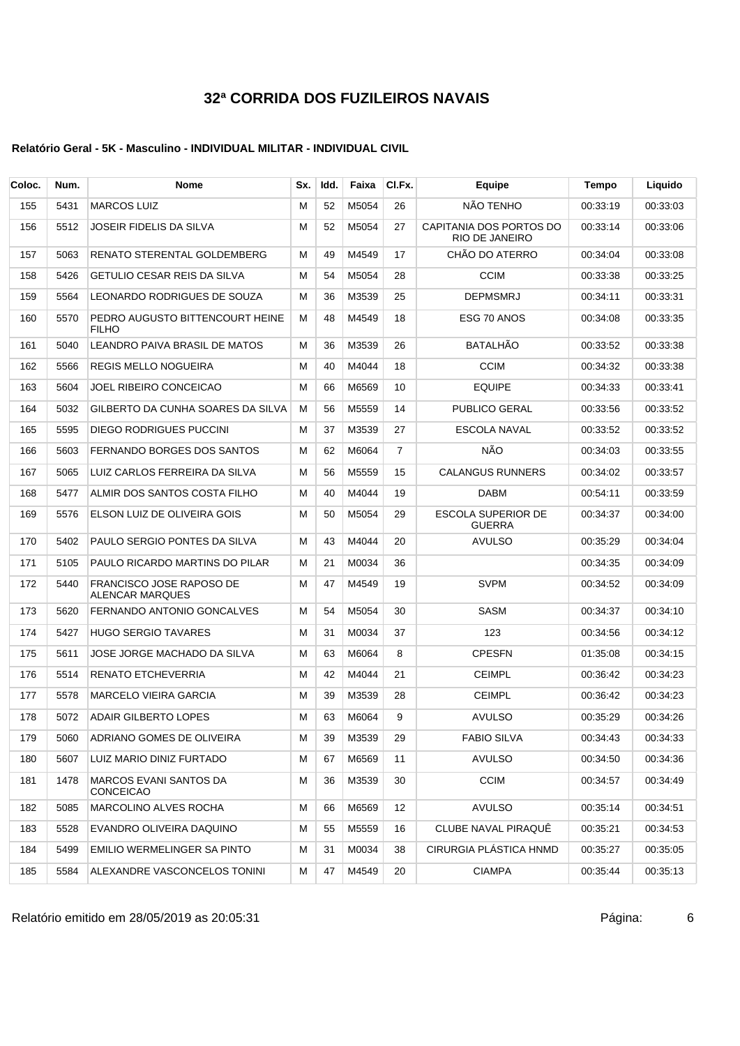# 32ª CORRIDA DOS FUZILEIROS NAVAIS

#### Relatório Geral - 5K - Masculino - INDIVIDUAL MILITAR - INDIVIDUAL CIVIL

| Coloc. | Num. | Nome | Sx. | Idd. | Faixa | Cl.Fx. | Equipe | Tempo | Liquido |
|---|---|---|---|---|---|---|---|---|---|
| 155 | 5431 | MARCOS LUIZ | M | 52 | M5054 | 26 | NÃO TENHO | 00:33:19 | 00:33:03 |
| 156 | 5512 | JOSEIR FIDELIS DA SILVA | M | 52 | M5054 | 27 | CAPITANIA DOS PORTOS DO RIO DE JANEIRO | 00:33:14 | 00:33:06 |
| 157 | 5063 | RENATO STERENTAL GOLDEMBERG | M | 49 | M4549 | 17 | CHÃO DO ATERRO | 00:34:04 | 00:33:08 |
| 158 | 5426 | GETULIO CESAR REIS DA SILVA | M | 54 | M5054 | 28 | CCIM | 00:33:38 | 00:33:25 |
| 159 | 5564 | LEONARDO RODRIGUES DE SOUZA | M | 36 | M3539 | 25 | DEPMSMRJ | 00:34:11 | 00:33:31 |
| 160 | 5570 | PEDRO AUGUSTO BITTENCOURT HEINE FILHO | M | 48 | M4549 | 18 | ESG 70 ANOS | 00:34:08 | 00:33:35 |
| 161 | 5040 | LEANDRO PAIVA BRASIL DE MATOS | M | 36 | M3539 | 26 | BATALHÃO | 00:33:52 | 00:33:38 |
| 162 | 5566 | REGIS MELLO NOGUEIRA | M | 40 | M4044 | 18 | CCIM | 00:34:32 | 00:33:38 |
| 163 | 5604 | JOEL RIBEIRO CONCEICAO | M | 66 | M6569 | 10 | EQUIPE | 00:34:33 | 00:33:41 |
| 164 | 5032 | GILBERTO DA CUNHA SOARES DA SILVA | M | 56 | M5559 | 14 | PUBLICO GERAL | 00:33:56 | 00:33:52 |
| 165 | 5595 | DIEGO RODRIGUES PUCCINI | M | 37 | M3539 | 27 | ESCOLA NAVAL | 00:33:52 | 00:33:52 |
| 166 | 5603 | FERNANDO BORGES DOS SANTOS | M | 62 | M6064 | 7 | NÃO | 00:34:03 | 00:33:55 |
| 167 | 5065 | LUIZ CARLOS FERREIRA DA SILVA | M | 56 | M5559 | 15 | CALANGUS RUNNERS | 00:34:02 | 00:33:57 |
| 168 | 5477 | ALMIR DOS SANTOS COSTA FILHO | M | 40 | M4044 | 19 | DABM | 00:54:11 | 00:33:59 |
| 169 | 5576 | ELSON LUIZ DE OLIVEIRA GOIS | M | 50 | M5054 | 29 | ESCOLA SUPERIOR DE GUERRA | 00:34:37 | 00:34:00 |
| 170 | 5402 | PAULO SERGIO PONTES DA SILVA | M | 43 | M4044 | 20 | AVULSO | 00:35:29 | 00:34:04 |
| 171 | 5105 | PAULO RICARDO MARTINS DO PILAR | M | 21 | M0034 | 36 | | 00:34:35 | 00:34:09 |
| 172 | 5440 | FRANCISCO JOSE RAPOSO DE ALENCAR MARQUES | M | 47 | M4549 | 19 | SVPM | 00:34:52 | 00:34:09 |
| 173 | 5620 | FERNANDO ANTONIO GONCALVES | M | 54 | M5054 | 30 | SASM | 00:34:37 | 00:34:10 |
| 174 | 5427 | HUGO SERGIO TAVARES | M | 31 | M0034 | 37 | 123 | 00:34:56 | 00:34:12 |
| 175 | 5611 | JOSE JORGE MACHADO DA SILVA | M | 63 | M6064 | 8 | CPESFN | 01:35:08 | 00:34:15 |
| 176 | 5514 | RENATO ETCHEVERRIA | M | 42 | M4044 | 21 | CEIMPL | 00:36:42 | 00:34:23 |
| 177 | 5578 | MARCELO VIEIRA GARCIA | M | 39 | M3539 | 28 | CEIMPL | 00:36:42 | 00:34:23 |
| 178 | 5072 | ADAIR GILBERTO LOPES | M | 63 | M6064 | 9 | AVULSO | 00:35:29 | 00:34:26 |
| 179 | 5060 | ADRIANO GOMES DE OLIVEIRA | M | 39 | M3539 | 29 | FABIO SILVA | 00:34:43 | 00:34:33 |
| 180 | 5607 | LUIZ MARIO DINIZ FURTADO | M | 67 | M6569 | 11 | AVULSO | 00:34:50 | 00:34:36 |
| 181 | 1478 | MARCOS EVANI SANTOS DA CONCEICAO | M | 36 | M3539 | 30 | CCIM | 00:34:57 | 00:34:49 |
| 182 | 5085 | MARCOLINO ALVES ROCHA | M | 66 | M6569 | 12 | AVULSO | 00:35:14 | 00:34:51 |
| 183 | 5528 | EVANDRO OLIVEIRA DAQUINO | M | 55 | M5559 | 16 | CLUBE NAVAL PIRAQUÊ | 00:35:21 | 00:34:53 |
| 184 | 5499 | EMILIO WERMELINGER SA PINTO | M | 31 | M0034 | 38 | CIRURGIA PLÁSTICA HNMD | 00:35:27 | 00:35:05 |
| 185 | 5584 | ALEXANDRE VASCONCELOS TONINI | M | 47 | M4549 | 20 | CIAMPA | 00:35:44 | 00:35:13 |

Relatório emitido em 28/05/2019 as 20:05:31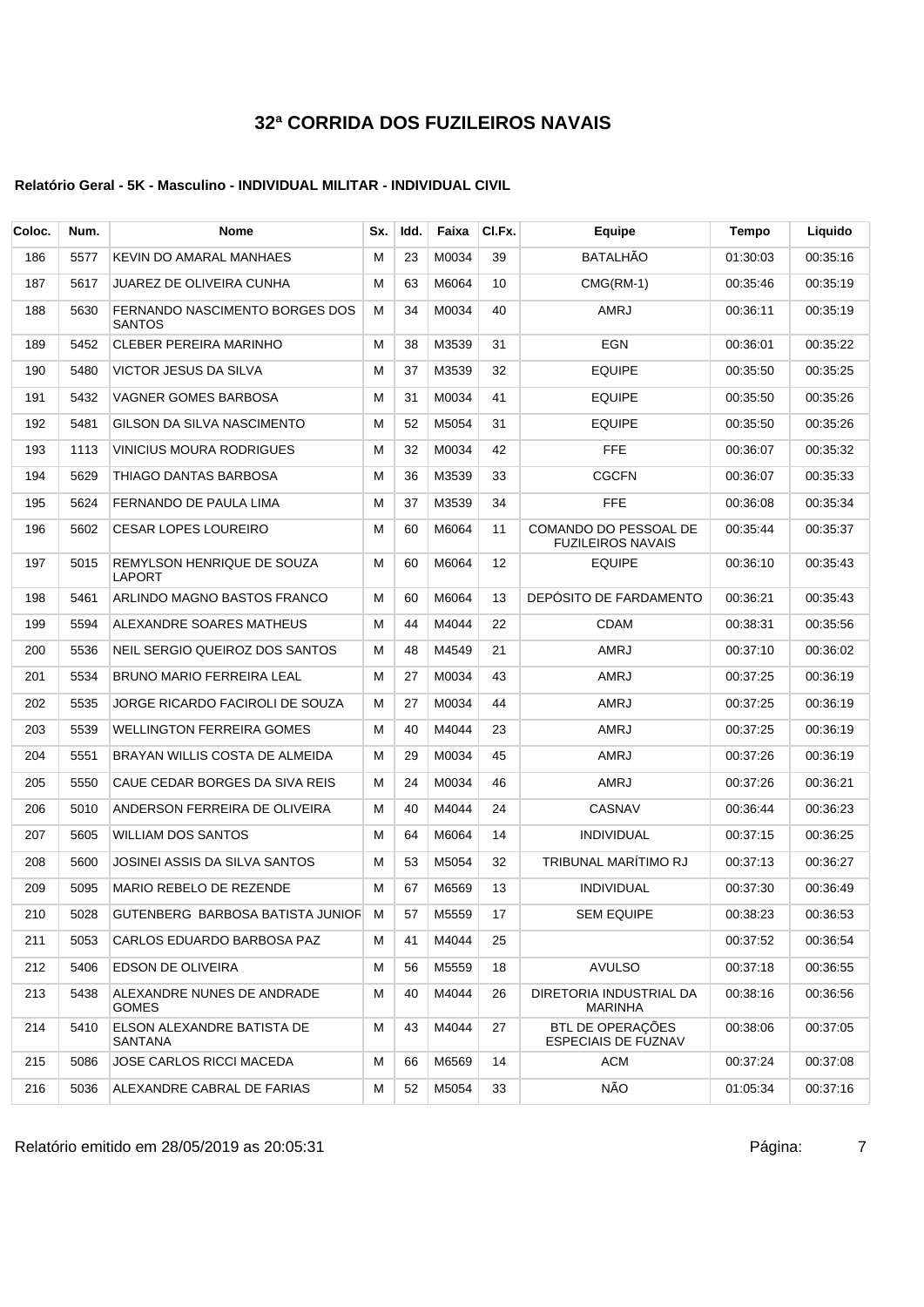# 32ª CORRIDA DOS FUZILEIROS NAVAIS

#### Relatório Geral - 5K - Masculino - INDIVIDUAL MILITAR - INDIVIDUAL CIVIL

| Coloc. | Num. | Nome | Sx. | Idd. | Faixa | Cl.Fx. | Equipe | Tempo | Liquido |
|---|---|---|---|---|---|---|---|---|---|
| 186 | 5577 | KEVIN DO AMARAL MANHAES | M | 23 | M0034 | 39 | BATALHÃO | 01:30:03 | 00:35:16 |
| 187 | 5617 | JUAREZ DE OLIVEIRA CUNHA | M | 63 | M6064 | 10 | CMG(RM-1) | 00:35:46 | 00:35:19 |
| 188 | 5630 | FERNANDO NASCIMENTO BORGES DOS SANTOS | M | 34 | M0034 | 40 | AMRJ | 00:36:11 | 00:35:19 |
| 189 | 5452 | CLEBER PEREIRA MARINHO | M | 38 | M3539 | 31 | EGN | 00:36:01 | 00:35:22 |
| 190 | 5480 | VICTOR JESUS DA SILVA | M | 37 | M3539 | 32 | EQUIPE | 00:35:50 | 00:35:25 |
| 191 | 5432 | VAGNER GOMES BARBOSA | M | 31 | M0034 | 41 | EQUIPE | 00:35:50 | 00:35:26 |
| 192 | 5481 | GILSON DA SILVA NASCIMENTO | M | 52 | M5054 | 31 | EQUIPE | 00:35:50 | 00:35:26 |
| 193 | 1113 | VINICIUS MOURA RODRIGUES | M | 32 | M0034 | 42 | FFE | 00:36:07 | 00:35:32 |
| 194 | 5629 | THIAGO DANTAS BARBOSA | M | 36 | M3539 | 33 | CGCFN | 00:36:07 | 00:35:33 |
| 195 | 5624 | FERNANDO DE PAULA LIMA | M | 37 | M3539 | 34 | FFE | 00:36:08 | 00:35:34 |
| 196 | 5602 | CESAR LOPES LOUREIRO | M | 60 | M6064 | 11 | COMANDO DO PESSOAL DE FUZILEIROS NAVAIS | 00:35:44 | 00:35:37 |
| 197 | 5015 | REMYLSON HENRIQUE DE SOUZA LAPORT | M | 60 | M6064 | 12 | EQUIPE | 00:36:10 | 00:35:43 |
| 198 | 5461 | ARLINDO MAGNO BASTOS FRANCO | M | 60 | M6064 | 13 | DEPÓSITO DE FARDAMENTO | 00:36:21 | 00:35:43 |
| 199 | 5594 | ALEXANDRE SOARES MATHEUS | M | 44 | M4044 | 22 | CDAM | 00:38:31 | 00:35:56 |
| 200 | 5536 | NEIL SERGIO QUEIROZ DOS SANTOS | M | 48 | M4549 | 21 | AMRJ | 00:37:10 | 00:36:02 |
| 201 | 5534 | BRUNO MARIO FERREIRA LEAL | M | 27 | M0034 | 43 | AMRJ | 00:37:25 | 00:36:19 |
| 202 | 5535 | JORGE RICARDO FACIROLI DE SOUZA | M | 27 | M0034 | 44 | AMRJ | 00:37:25 | 00:36:19 |
| 203 | 5539 | WELLINGTON FERREIRA GOMES | M | 40 | M4044 | 23 | AMRJ | 00:37:25 | 00:36:19 |
| 204 | 5551 | BRAYAN WILLIS COSTA DE ALMEIDA | M | 29 | M0034 | 45 | AMRJ | 00:37:26 | 00:36:19 |
| 205 | 5550 | CAUE CEDAR BORGES DA SIVA REIS | M | 24 | M0034 | 46 | AMRJ | 00:37:26 | 00:36:21 |
| 206 | 5010 | ANDERSON FERREIRA DE OLIVEIRA | M | 40 | M4044 | 24 | CASNAV | 00:36:44 | 00:36:23 |
| 207 | 5605 | WILLIAM DOS SANTOS | M | 64 | M6064 | 14 | INDIVIDUAL | 00:37:15 | 00:36:25 |
| 208 | 5600 | JOSINEI ASSIS DA SILVA SANTOS | M | 53 | M5054 | 32 | TRIBUNAL MARÍTIMO RJ | 00:37:13 | 00:36:27 |
| 209 | 5095 | MARIO REBELO DE REZENDE | M | 67 | M6569 | 13 | INDIVIDUAL | 00:37:30 | 00:36:49 |
| 210 | 5028 | GUTENBERG BARBOSA BATISTA JUNIOR | M | 57 | M5559 | 17 | SEM EQUIPE | 00:38:23 | 00:36:53 |
| 211 | 5053 | CARLOS EDUARDO BARBOSA PAZ | M | 41 | M4044 | 25 | | 00:37:52 | 00:36:54 |
| 212 | 5406 | EDSON DE OLIVEIRA | M | 56 | M5559 | 18 | AVULSO | 00:37:18 | 00:36:55 |
| 213 | 5438 | ALEXANDRE NUNES DE ANDRADE GOMES | M | 40 | M4044 | 26 | DIRETORIA INDUSTRIAL DA MARINHA | 00:38:16 | 00:36:56 |
| 214 | 5410 | ELSON ALEXANDRE BATISTA DE SANTANA | M | 43 | M4044 | 27 | BTL DE OPERAÇÕES ESPECIAIS DE FUZNAV | 00:38:06 | 00:37:05 |
| 215 | 5086 | JOSE CARLOS RICCI MACEDA | M | 66 | M6569 | 14 | ACM | 00:37:24 | 00:37:08 |
| 216 | 5036 | ALEXANDRE CABRAL DE FARIAS | M | 52 | M5054 | 33 | NÃO | 01:05:34 | 00:37:16 |

Relatório emitido em 28/05/2019 as 20:05:31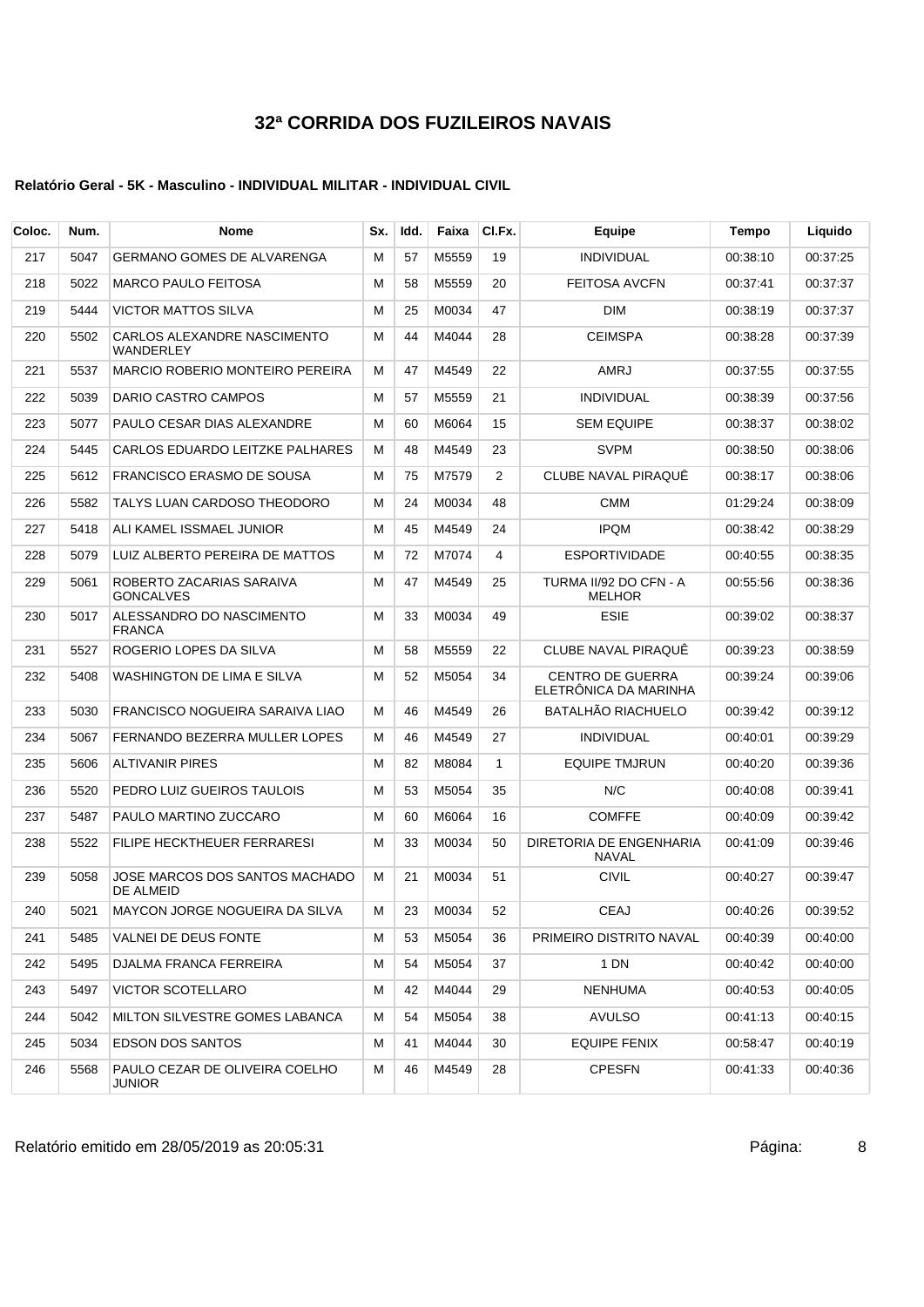# 32ª CORRIDA DOS FUZILEIROS NAVAIS

### Relatório Geral - 5K - Masculino - INDIVIDUAL MILITAR - INDIVIDUAL CIVIL

| Coloc. | Num. | Nome | Sx. | Idd. | Faixa | Cl.Fx. | Equipe | Tempo | Liquido |
|---|---|---|---|---|---|---|---|---|---|
| 217 | 5047 | GERMANO GOMES DE ALVARENGA | M | 57 | M5559 | 19 | INDIVIDUAL | 00:38:10 | 00:37:25 |
| 218 | 5022 | MARCO PAULO FEITOSA | M | 58 | M5559 | 20 | FEITOSA AVCFN | 00:37:41 | 00:37:37 |
| 219 | 5444 | VICTOR MATTOS SILVA | M | 25 | M0034 | 47 | DIM | 00:38:19 | 00:37:37 |
| 220 | 5502 | CARLOS ALEXANDRE NASCIMENTO WANDERLEY | M | 44 | M4044 | 28 | CEIMSPA | 00:38:28 | 00:37:39 |
| 221 | 5537 | MARCIO ROBERIO MONTEIRO PEREIRA | M | 47 | M4549 | 22 | AMRJ | 00:37:55 | 00:37:55 |
| 222 | 5039 | DARIO CASTRO CAMPOS | M | 57 | M5559 | 21 | INDIVIDUAL | 00:38:39 | 00:37:56 |
| 223 | 5077 | PAULO CESAR DIAS ALEXANDRE | M | 60 | M6064 | 15 | SEM EQUIPE | 00:38:37 | 00:38:02 |
| 224 | 5445 | CARLOS EDUARDO LEITZKE PALHARES | M | 48 | M4549 | 23 | SVPM | 00:38:50 | 00:38:06 |
| 225 | 5612 | FRANCISCO ERASMO DE SOUSA | M | 75 | M7579 | 2 | CLUBE NAVAL PIRAQUÊ | 00:38:17 | 00:38:06 |
| 226 | 5582 | TALYS LUAN CARDOSO THEODORO | M | 24 | M0034 | 48 | CMM | 01:29:24 | 00:38:09 |
| 227 | 5418 | ALI KAMEL ISSMAEL JUNIOR | M | 45 | M4549 | 24 | IPQM | 00:38:42 | 00:38:29 |
| 228 | 5079 | LUIZ ALBERTO PEREIRA DE MATTOS | M | 72 | M7074 | 4 | ESPORTIVIDADE | 00:40:55 | 00:38:35 |
| 229 | 5061 | ROBERTO ZACARIAS SARAIVA GONCALVES | M | 47 | M4549 | 25 | TURMA II/92 DO CFN - A MELHOR | 00:55:56 | 00:38:36 |
| 230 | 5017 | ALESSANDRO DO NASCIMENTO FRANCA | M | 33 | M0034 | 49 | ESIE | 00:39:02 | 00:38:37 |
| 231 | 5527 | ROGERIO LOPES DA SILVA | M | 58 | M5559 | 22 | CLUBE NAVAL PIRAQUÊ | 00:39:23 | 00:38:59 |
| 232 | 5408 | WASHINGTON DE LIMA E SILVA | M | 52 | M5054 | 34 | CENTRO DE GUERRA ELETRÔNICA DA MARINHA | 00:39:24 | 00:39:06 |
| 233 | 5030 | FRANCISCO NOGUEIRA SARAIVA LIAO | M | 46 | M4549 | 26 | BATALHÃO RIACHUELO | 00:39:42 | 00:39:12 |
| 234 | 5067 | FERNANDO BEZERRA MULLER LOPES | M | 46 | M4549 | 27 | INDIVIDUAL | 00:40:01 | 00:39:29 |
| 235 | 5606 | ALTIVANIR PIRES | M | 82 | M8084 | 1 | EQUIPE TMJRUN | 00:40:20 | 00:39:36 |
| 236 | 5520 | PEDRO LUIZ GUEIROS TAULOIS | M | 53 | M5054 | 35 | N/C | 00:40:08 | 00:39:41 |
| 237 | 5487 | PAULO MARTINO ZUCCARO | M | 60 | M6064 | 16 | COMFFE | 00:40:09 | 00:39:42 |
| 238 | 5522 | FILIPE HECKTHEUER FERRARESI | M | 33 | M0034 | 50 | DIRETORIA DE ENGENHARIA NAVAL | 00:41:09 | 00:39:46 |
| 239 | 5058 | JOSE MARCOS DOS SANTOS MACHADO DE ALMEID | M | 21 | M0034 | 51 | CIVIL | 00:40:27 | 00:39:47 |
| 240 | 5021 | MAYCON JORGE NOGUEIRA DA SILVA | M | 23 | M0034 | 52 | CEAJ | 00:40:26 | 00:39:52 |
| 241 | 5485 | VALNEI DE DEUS FONTE | M | 53 | M5054 | 36 | PRIMEIRO DISTRITO NAVAL | 00:40:39 | 00:40:00 |
| 242 | 5495 | DJALMA FRANCA FERREIRA | M | 54 | M5054 | 37 | 1 DN | 00:40:42 | 00:40:00 |
| 243 | 5497 | VICTOR SCOTELLARO | M | 42 | M4044 | 29 | NENHUMA | 00:40:53 | 00:40:05 |
| 244 | 5042 | MILTON SILVESTRE GOMES LABANCA | M | 54 | M5054 | 38 | AVULSO | 00:41:13 | 00:40:15 |
| 245 | 5034 | EDSON DOS SANTOS | M | 41 | M4044 | 30 | EQUIPE FENIX | 00:58:47 | 00:40:19 |
| 246 | 5568 | PAULO CEZAR DE OLIVEIRA COELHO JUNIOR | M | 46 | M4549 | 28 | CPESFN | 00:41:33 | 00:40:36 |

Relatório emitido em 28/05/2019 as 20:05:31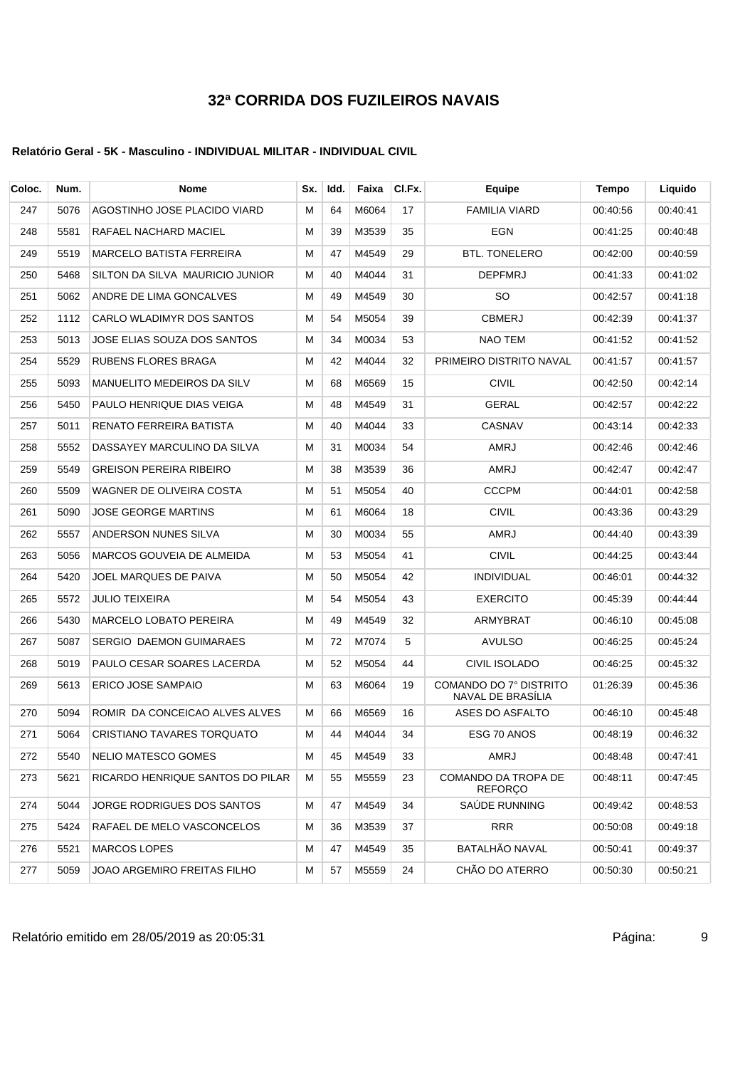# 32ª CORRIDA DOS FUZILEIROS NAVAIS

**Relatório Geral - 5K - Masculino - INDIVIDUAL MILITAR - INDIVIDUAL CIVIL**

| Coloc. | Num. | Nome | Sx. | Idd. | Faixa | Cl.Fx. | Equipe | Tempo | Liquido |
|---|---|---|---|---|---|---|---|---|---|
| 247 | 5076 | AGOSTINHO JOSE PLACIDO VIARD | M | 64 | M6064 | 17 | FAMILIA VIARD | 00:40:56 | 00:40:41 |
| 248 | 5581 | RAFAEL NACHARD MACIEL | M | 39 | M3539 | 35 | EGN | 00:41:25 | 00:40:48 |
| 249 | 5519 | MARCELO BATISTA FERREIRA | M | 47 | M4549 | 29 | BTL. TONELERO | 00:42:00 | 00:40:59 |
| 250 | 5468 | SILTON DA SILVA MAURICIO JUNIOR | M | 40 | M4044 | 31 | DEPFMRJ | 00:41:33 | 00:41:02 |
| 251 | 5062 | ANDRE DE LIMA GONCALVES | M | 49 | M4549 | 30 | SO | 00:42:57 | 00:41:18 |
| 252 | 1112 | CARLO WLADIMYR DOS SANTOS | M | 54 | M5054 | 39 | CBMERJ | 00:42:39 | 00:41:37 |
| 253 | 5013 | JOSE ELIAS SOUZA DOS SANTOS | M | 34 | M0034 | 53 | NAO TEM | 00:41:52 | 00:41:52 |
| 254 | 5529 | RUBENS FLORES BRAGA | M | 42 | M4044 | 32 | PRIMEIRO DISTRITO NAVAL | 00:41:57 | 00:41:57 |
| 255 | 5093 | MANUELITO MEDEIROS DA SILV | M | 68 | M6569 | 15 | CIVIL | 00:42:50 | 00:42:14 |
| 256 | 5450 | PAULO HENRIQUE DIAS VEIGA | M | 48 | M4549 | 31 | GERAL | 00:42:57 | 00:42:22 |
| 257 | 5011 | RENATO FERREIRA BATISTA | M | 40 | M4044 | 33 | CASNAV | 00:43:14 | 00:42:33 |
| 258 | 5552 | DASSAYEY MARCULINO DA SILVA | M | 31 | M0034 | 54 | AMRJ | 00:42:46 | 00:42:46 |
| 259 | 5549 | GREISON PEREIRA RIBEIRO | M | 38 | M3539 | 36 | AMRJ | 00:42:47 | 00:42:47 |
| 260 | 5509 | WAGNER DE OLIVEIRA COSTA | M | 51 | M5054 | 40 | CCCPM | 00:44:01 | 00:42:58 |
| 261 | 5090 | JOSE GEORGE MARTINS | M | 61 | M6064 | 18 | CIVIL | 00:43:36 | 00:43:29 |
| 262 | 5557 | ANDERSON NUNES SILVA | M | 30 | M0034 | 55 | AMRJ | 00:44:40 | 00:43:39 |
| 263 | 5056 | MARCOS GOUVEIA DE ALMEIDA | M | 53 | M5054 | 41 | CIVIL | 00:44:25 | 00:43:44 |
| 264 | 5420 | JOEL MARQUES DE PAIVA | M | 50 | M5054 | 42 | INDIVIDUAL | 00:46:01 | 00:44:32 |
| 265 | 5572 | JULIO TEIXEIRA | M | 54 | M5054 | 43 | EXERCITO | 00:45:39 | 00:44:44 |
| 266 | 5430 | MARCELO LOBATO PEREIRA | M | 49 | M4549 | 32 | ARMYBRAT | 00:46:10 | 00:45:08 |
| 267 | 5087 | SERGIO DAEMON GUIMARAES | M | 72 | M7074 | 5 | AVULSO | 00:46:25 | 00:45:24 |
| 268 | 5019 | PAULO CESAR SOARES LACERDA | M | 52 | M5054 | 44 | CIVIL ISOLADO | 00:46:25 | 00:45:32 |
| 269 | 5613 | ERICO JOSE SAMPAIO | M | 63 | M6064 | 19 | COMANDO DO 7° DISTRITO NAVAL DE BRASÍLIA | 01:26:39 | 00:45:36 |
| 270 | 5094 | ROMIR DA CONCEICAO ALVES ALVES | M | 66 | M6569 | 16 | ASES DO ASFALTO | 00:46:10 | 00:45:48 |
| 271 | 5064 | CRISTIANO TAVARES TORQUATO | M | 44 | M4044 | 34 | ESG 70 ANOS | 00:48:19 | 00:46:32 |
| 272 | 5540 | NELIO MATESCO GOMES | M | 45 | M4549 | 33 | AMRJ | 00:48:48 | 00:47:41 |
| 273 | 5621 | RICARDO HENRIQUE SANTOS DO PILAR | M | 55 | M5559 | 23 | COMANDO DA TROPA DE REFORÇO | 00:48:11 | 00:47:45 |
| 274 | 5044 | JORGE RODRIGUES DOS SANTOS | M | 47 | M4549 | 34 | SAÚDE RUNNING | 00:49:42 | 00:48:53 |
| 275 | 5424 | RAFAEL DE MELO VASCONCELOS | M | 36 | M3539 | 37 | RRR | 00:50:08 | 00:49:18 |
| 276 | 5521 | MARCOS LOPES | M | 47 | M4549 | 35 | BATALHÃO NAVAL | 00:50:41 | 00:49:37 |
| 277 | 5059 | JOAO ARGEMIRO FREITAS FILHO | M | 57 | M5559 | 24 | CHÃO DO ATERRO | 00:50:30 | 00:50:21 |

Relatório emitido em 28/05/2019 as 20:05:31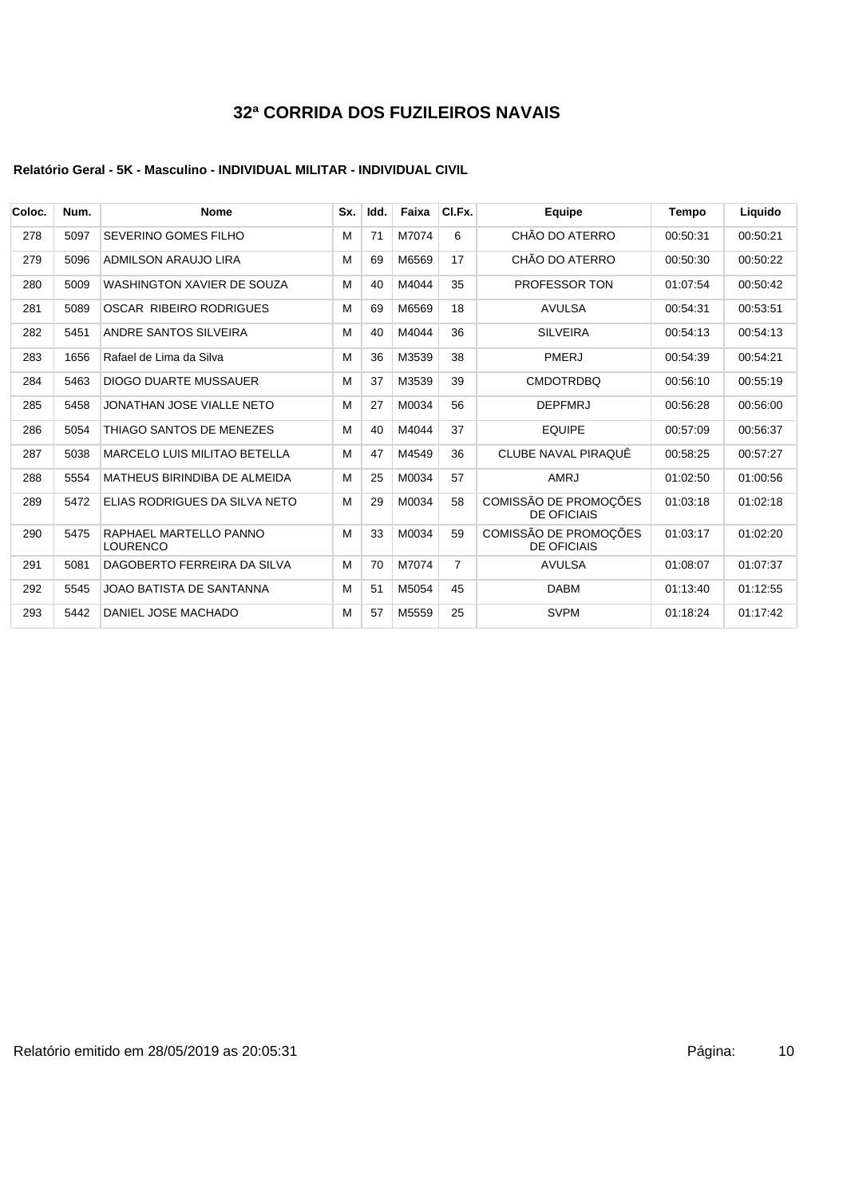# 32ª CORRIDA DOS FUZILEIROS NAVAIS

**Relatório Geral - 5K - Masculino - INDIVIDUAL MILITAR - INDIVIDUAL CIVIL**

| Coloc. | Num. | Nome | Sx. | Idd. | Faixa | Cl.Fx. | Equipe | Tempo | Liquido |
|---|---|---|---|---|---|---|---|---|---|
| 278 | 5097 | SEVERINO GOMES FILHO | M | 71 | M7074 | 6 | CHÃO DO ATERRO | 00:50:31 | 00:50:21 |
| 279 | 5096 | ADMILSON ARAUJO LIRA | M | 69 | M6569 | 17 | CHÃO DO ATERRO | 00:50:30 | 00:50:22 |
| 280 | 5009 | WASHINGTON XAVIER DE SOUZA | M | 40 | M4044 | 35 | PROFESSOR TON | 01:07:54 | 00:50:42 |
| 281 | 5089 | OSCAR RIBEIRO RODRIGUES | M | 69 | M6569 | 18 | AVULSA | 00:54:31 | 00:53:51 |
| 282 | 5451 | ANDRE SANTOS SILVEIRA | M | 40 | M4044 | 36 | SILVEIRA | 00:54:13 | 00:54:13 |
| 283 | 1656 | Rafael de Lima da Silva | M | 36 | M3539 | 38 | PMERJ | 00:54:39 | 00:54:21 |
| 284 | 5463 | DIOGO DUARTE MUSSAUER | M | 37 | M3539 | 39 | CMDOTRDBQ | 00:56:10 | 00:55:19 |
| 285 | 5458 | JONATHAN JOSE VIALLE NETO | M | 27 | M0034 | 56 | DEPFMRJ | 00:56:28 | 00:56:00 |
| 286 | 5054 | THIAGO SANTOS DE MENEZES | M | 40 | M4044 | 37 | EQUIPE | 00:57:09 | 00:56:37 |
| 287 | 5038 | MARCELO LUIS MILITAO BETELLA | M | 47 | M4549 | 36 | CLUBE NAVAL PIRAQUÊ | 00:58:25 | 00:57:27 |
| 288 | 5554 | MATHEUS BIRINDIBA DE ALMEIDA | M | 25 | M0034 | 57 | AMRJ | 01:02:50 | 01:00:56 |
| 289 | 5472 | ELIAS RODRIGUES DA SILVA NETO | M | 29 | M0034 | 58 | COMISSÃO DE PROMOÇÕES DE OFICIAIS | 01:03:18 | 01:02:18 |
| 290 | 5475 | RAPHAEL MARTELLO PANNO LOURENCO | M | 33 | M0034 | 59 | COMISSÃO DE PROMOÇÕES DE OFICIAIS | 01:03:17 | 01:02:20 |
| 291 | 5081 | DAGOBERTO FERREIRA DA SILVA | M | 70 | M7074 | 7 | AVULSA | 01:08:07 | 01:07:37 |
| 292 | 5545 | JOAO BATISTA DE SANTANNA | M | 51 | M5054 | 45 | DABM | 01:13:40 | 01:12:55 |
| 293 | 5442 | DANIEL JOSE MACHADO | M | 57 | M5559 | 25 | SVPM | 01:18:24 | 01:17:42 |

Relatório emitido em 28/05/2019 as 20:05:31